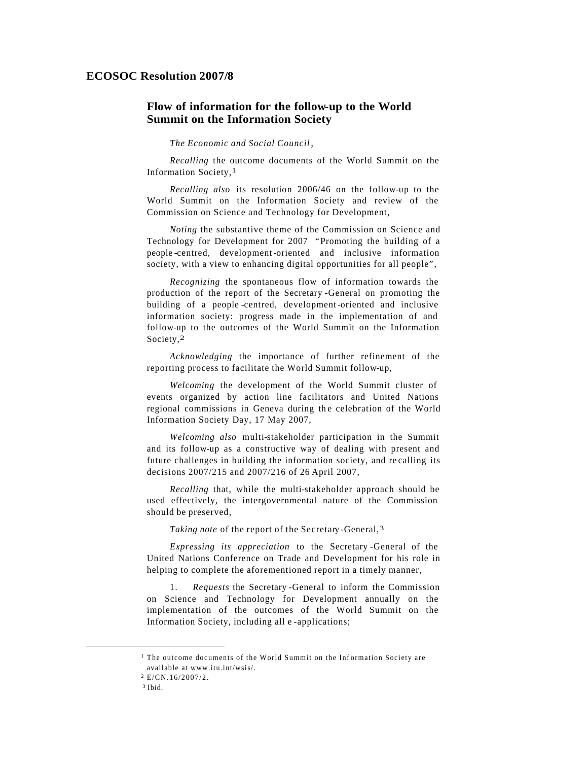# ECOSOC Resolution 2007/8

## Flow of information for the follow-up to the World Summit on the Information Society

*The Economic and Social Council*,

*Recalling* the outcome documents of the World Summit on the Information Society,[1]

*Recalling also* its resolution 2006/46 on the follow-up to the World Summit on the Information Society and review of the Commission on Science and Technology for Development,

*Noting* the substantive theme of the Commission on Science and Technology for Development for 2007 "Promoting the building of a people-centred, development-oriented and inclusive information society, with a view to enhancing digital opportunities for all people",

*Recognizing* the spontaneous flow of information towards the production of the report of the Secretary-General on promoting the building of a people-centred, development-oriented and inclusive information society: progress made in the implementation of and follow-up to the outcomes of the World Summit on the Information Society,[2]

*Acknowledging* the importance of further refinement of the reporting process to facilitate the World Summit follow-up,

*Welcoming* the development of the World Summit cluster of events organized by action line facilitators and United Nations regional commissions in Geneva during the celebration of the World Information Society Day, 17 May 2007,

*Welcoming also* multi-stakeholder participation in the Summit and its follow-up as a constructive way of dealing with present and future challenges in building the information society, and recalling its decisions 2007/215 and 2007/216 of 26 April 2007,

*Recalling* that, while the multi-stakeholder approach should be used effectively, the intergovernmental nature of the Commission should be preserved,

*Taking note* of the report of the Secretary-General,[3]

*Expressing its appreciation* to the Secretary-General of the United Nations Conference on Trade and Development for his role in helping to complete the aforementioned report in a timely manner,

1. *Requests* the Secretary-General to inform the Commission on Science and Technology for Development annually on the implementation of the outcomes of the World Summit on the Information Society, including all e-applications;

---

[1] The outcome documents of the World Summit on the Information Society are available at www.itu.int/wsis/.

[2] E/CN.16/2007/2.

[3] Ibid.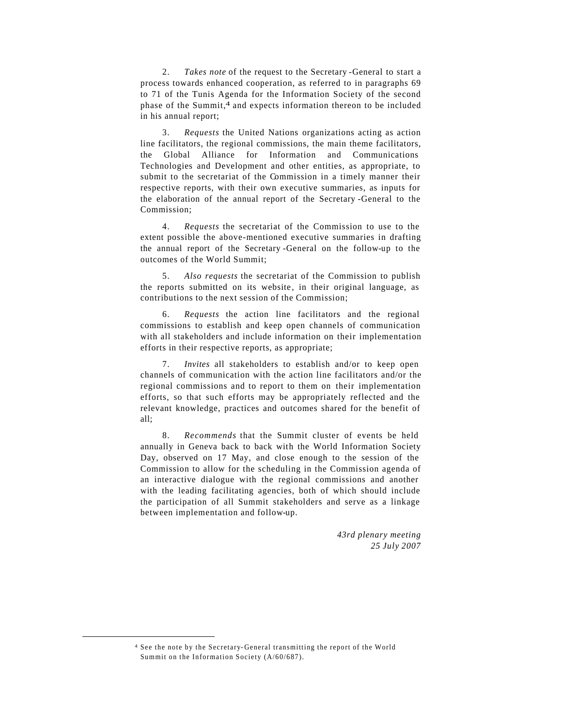2. *Takes note* of the request to the Secretary-General to start a process towards enhanced cooperation, as referred to in paragraphs 69 to 71 of the Tunis Agenda for the Information Society of the second phase of the Summit,[4] and expects information thereon to be included in his annual report;

3. *Requests* the United Nations organizations acting as action line facilitators, the regional commissions, the main theme facilitators, the Global Alliance for Information and Communications Technologies and Development and other entities, as appropriate, to submit to the secretariat of the Commission in a timely manner their respective reports, with their own executive summaries, as inputs for the elaboration of the annual report of the Secretary-General to the Commission;

4. *Requests* the secretariat of the Commission to use to the extent possible the above-mentioned executive summaries in drafting the annual report of the Secretary-General on the follow-up to the outcomes of the World Summit;

5. *Also requests* the secretariat of the Commission to publish the reports submitted on its website, in their original language, as contributions to the next session of the Commission;

6. *Requests* the action line facilitators and the regional commissions to establish and keep open channels of communication with all stakeholders and include information on their implementation efforts in their respective reports, as appropriate;

7. *Invites* all stakeholders to establish and/or to keep open channels of communication with the action line facilitators and/or the regional commissions and to report to them on their implementation efforts, so that such efforts may be appropriately reflected and the relevant knowledge, practices and outcomes shared for the benefit of all;

8. *Recommends* that the Summit cluster of events be held annually in Geneva back to back with the World Information Society Day, observed on 17 May, and close enough to the session of the Commission to allow for the scheduling in the Commission agenda of an interactive dialogue with the regional commissions and another with the leading facilitating agencies, both of which should include the participation of all Summit stakeholders and serve as a linkage between implementation and follow-up.

*43rd plenary meeting*
*25 July 2007*

---

[4] See the note by the Secretary-General transmitting the report of the World Summit on the Information Society (A/60/687).